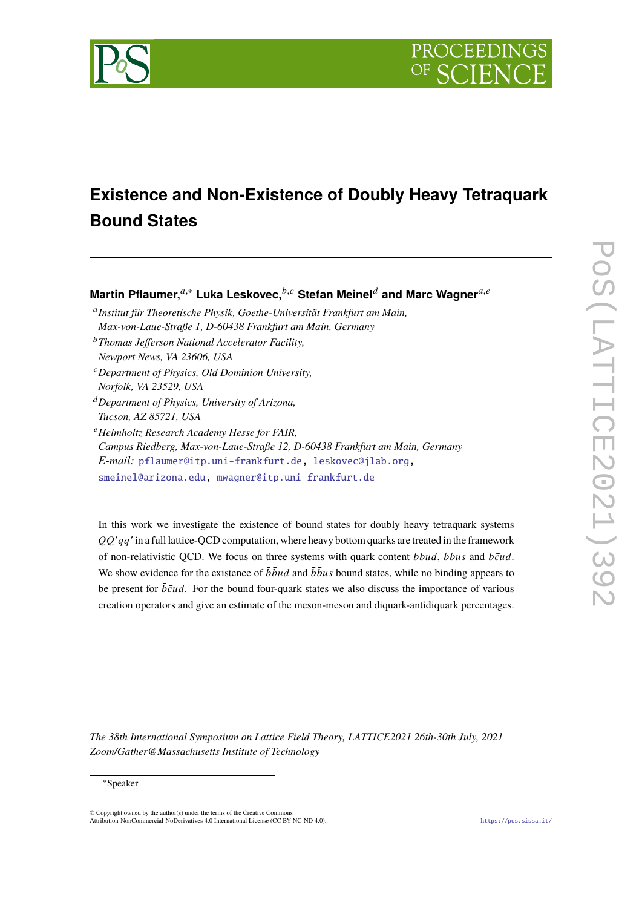# Existence and Non-Existence of Doubly Heavy Tetraquark Bound States

**Martin Pflaumer,**[a,*] **Luka Leskovec,**[b,c] **Stefan Meinel**[d] **and Marc Wagner**[a,e]

[a] *Institut für Theoretische Physik, Goethe-Universität Frankfurt am Main, Max-von-Laue-Straße 1, D-60438 Frankfurt am Main, Germany*

[b] *Thomas Jefferson National Accelerator Facility, Newport News, VA 23606, USA*

[c] *Department of Physics, Old Dominion University, Norfolk, VA 23529, USA*

[d] *Department of Physics, University of Arizona, Tucson, AZ 85721, USA*

[e] *Helmholtz Research Academy Hesse for FAIR, Campus Riedberg, Max-von-Laue-Straße 12, D-60438 Frankfurt am Main, Germany*

*E-mail:* pflaumer@itp.uni-frankfurt.de, leskovec@jlab.org, smeinel@arizona.edu, mwagner@itp.uni-frankfurt.de

In this work we investigate the existence of bound states for doubly heavy tetraquark systems $\bar{Q}\bar{Q}'qq'$ in a full lattice-QCD computation, where heavy bottom quarks are treated in the framework of non-relativistic QCD. We focus on three systems with quark content $\bar{b}\bar{b}ud$, $\bar{b}\bar{b}us$ and $\bar{b}\bar{c}ud$. We show evidence for the existence of $\bar{b}\bar{b}ud$ and $\bar{b}\bar{b}us$ bound states, while no binding appears to be present for $\bar{b}\bar{c}ud$. For the bound four-quark states we also discuss the importance of various creation operators and give an estimate of the meson-meson and diquark-antidiquark percentages.

*The 38th International Symposium on Lattice Field Theory, LATTICE2021 26th-30th July, 2021 Zoom/Gather@Massachusetts Institute of Technology*

*Speaker

© Copyright owned by the author(s) under the terms of the Creative Commons Attribution-NonCommercial-NoDerivatives 4.0 International License (CC BY-NC-ND 4.0).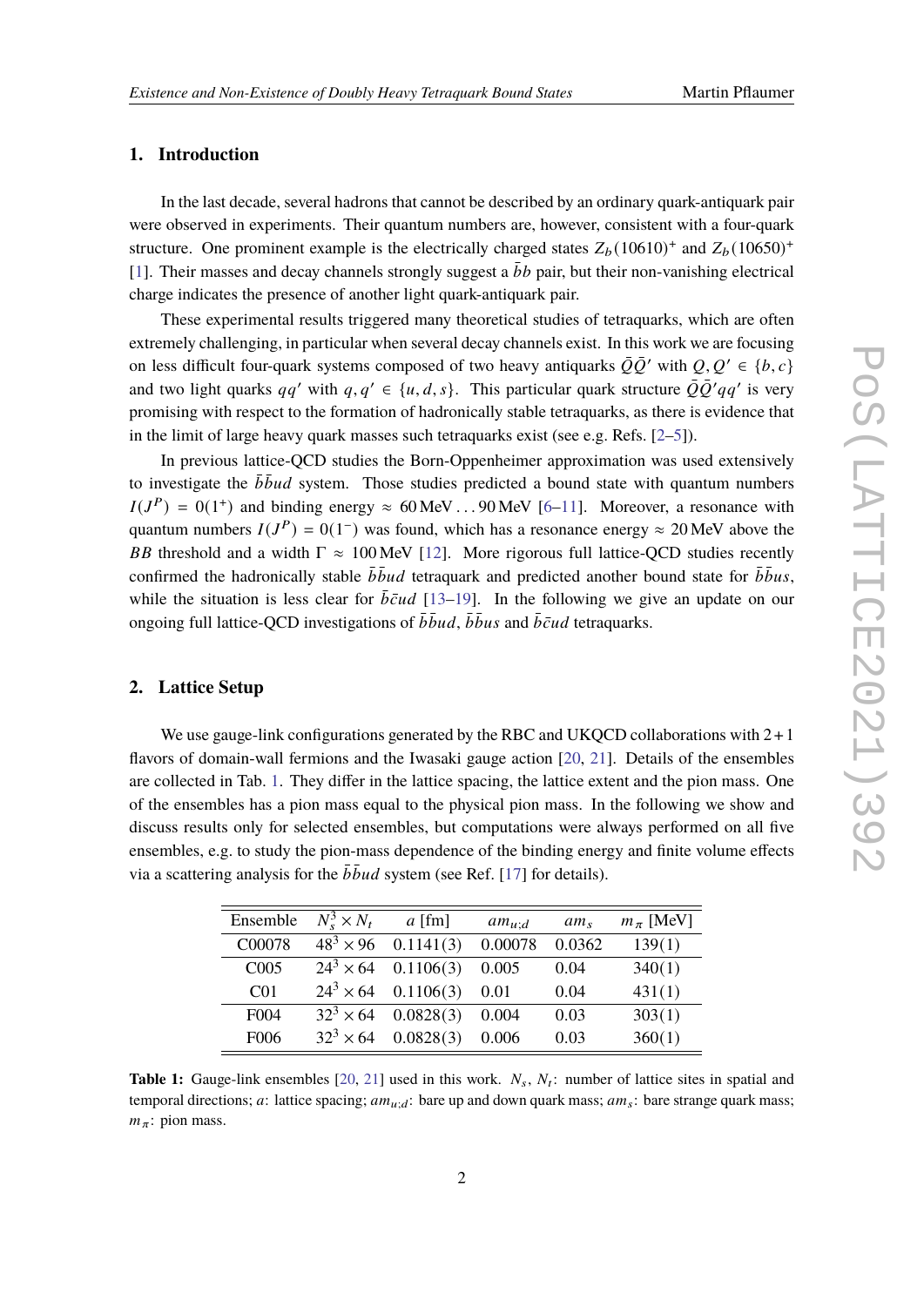## 1. Introduction

In the last decade, several hadrons that cannot be described by an ordinary quark-antiquark pair were observed in experiments. Their quantum numbers are, however, consistent with a four-quark structure. One prominent example is the electrically charged states $Z_b(10610)^+$ and $Z_b(10650)^+$ [1]. Their masses and decay channels strongly suggest a $\bar{b}b$ pair, but their non-vanishing electrical charge indicates the presence of another light quark-antiquark pair.

These experimental results triggered many theoretical studies of tetraquarks, which are often extremely challenging, in particular when several decay channels exist. In this work we are focusing on less difficult four-quark systems composed of two heavy antiquarks $\bar{Q}\bar{Q}'$ with $Q, Q' \in \{b, c\}$ and two light quarks $qq'$ with $q, q' \in \{u, d, s\}$. This particular quark structure $\bar{Q}\bar{Q}'qq'$ is very promising with respect to the formation of hadronically stable tetraquarks, as there is evidence that in the limit of large heavy quark masses such tetraquarks exist (see e.g. Refs. [2–5]).

In previous lattice-QCD studies the Born-Oppenheimer approximation was used extensively to investigate the $\bar{b}\bar{b}ud$ system. Those studies predicted a bound state with quantum numbers $I(J^P) = 0(1^+)$ and binding energy $\approx 60\,\text{MeV} \ldots 90\,\text{MeV}$ [6–11]. Moreover, a resonance with quantum numbers $I(J^P) = 0(1^-)$ was found, which has a resonance energy $\approx 20\,\text{MeV}$ above the $BB$ threshold and a width $\Gamma \approx 100\,\text{MeV}$ [12]. More rigorous full lattice-QCD studies recently confirmed the hadronically stable $\bar{b}\bar{b}ud$ tetraquark and predicted another bound state for $\bar{b}\bar{b}us$, while the situation is less clear for $\bar{b}\bar{c}ud$ [13–19]. In the following we give an update on our ongoing full lattice-QCD investigations of $\bar{b}\bar{b}ud$, $\bar{b}\bar{b}us$ and $\bar{b}\bar{c}ud$ tetraquarks.

## 2. Lattice Setup

We use gauge-link configurations generated by the RBC and UKQCD collaborations with 2 + 1 flavors of domain-wall fermions and the Iwasaki gauge action [20, 21]. Details of the ensembles are collected in Tab. 1. They differ in the lattice spacing, the lattice extent and the pion mass. One of the ensembles has a pion mass equal to the physical pion mass. In the following we show and discuss results only for selected ensembles, but computations were always performed on all five ensembles, e.g. to study the pion-mass dependence of the binding energy and finite volume effects via a scattering analysis for the $\bar{b}\bar{b}ud$ system (see Ref. [17] for details).

| Ensemble | $N_s^3 \times N_t$ | $a$ [fm] | $am_{u;d}$ | $am_s$ | $m_\pi$ [MeV] |
|---|---|---|---|---|---|
| C00078 | $48^3 \times 96$ | 0.1141(3) | 0.00078 | 0.0362 | 139(1) |
| C005 | $24^3 \times 64$ | 0.1106(3) | 0.005 | 0.04 | 340(1) |
| C01 | $24^3 \times 64$ | 0.1106(3) | 0.01 | 0.04 | 431(1) |
| F004 | $32^3 \times 64$ | 0.0828(3) | 0.004 | 0.03 | 303(1) |
| F006 | $32^3 \times 64$ | 0.0828(3) | 0.006 | 0.03 | 360(1) |

**Table 1:** Gauge-link ensembles [20, 21] used in this work. $N_s$, $N_t$: number of lattice sites in spatial and temporal directions; $a$: lattice spacing; $am_{u;d}$: bare up and down quark mass; $am_s$: bare strange quark mass; $m_\pi$: pion mass.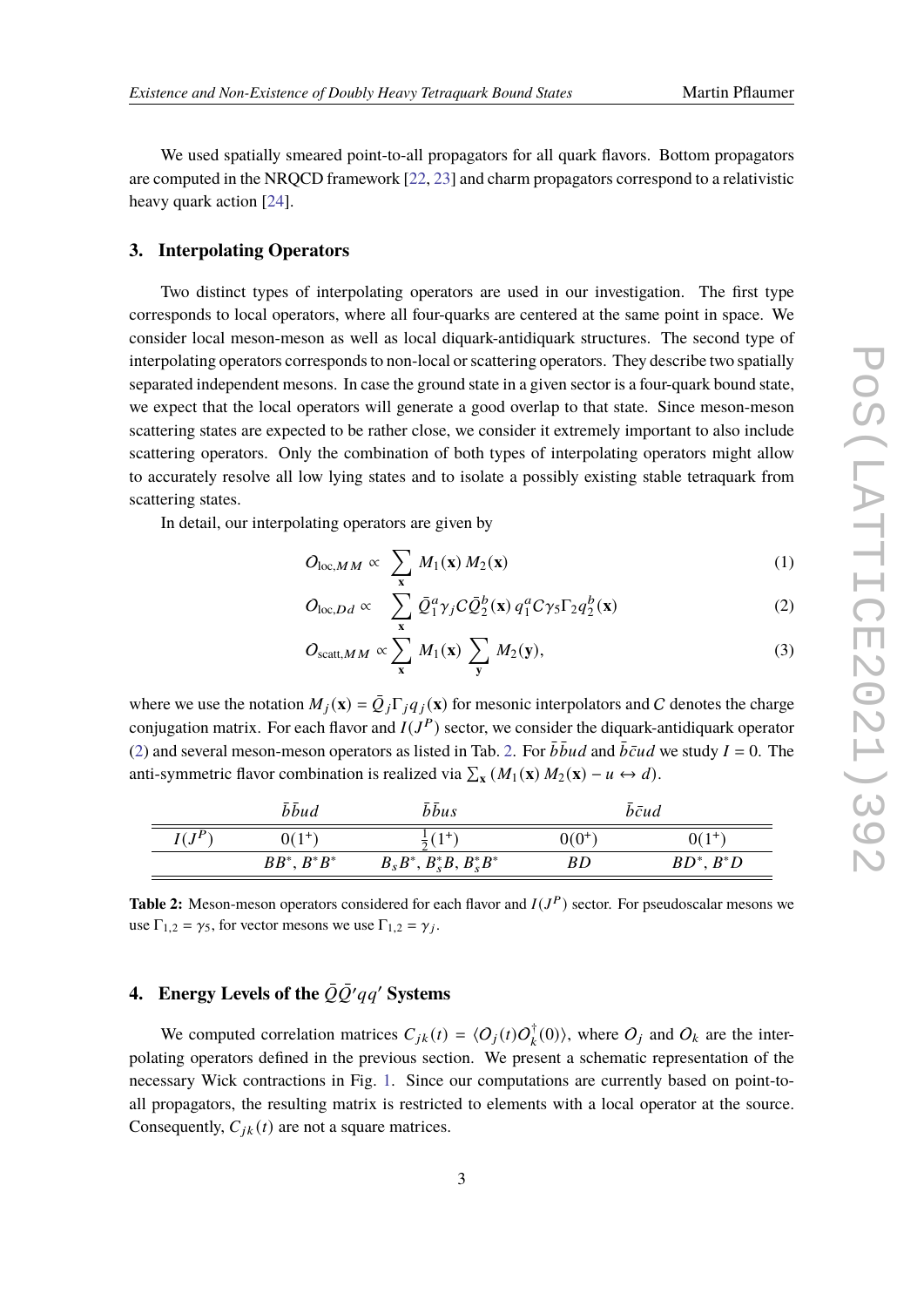We used spatially smeared point-to-all propagators for all quark flavors. Bottom propagators are computed in the NRQCD framework [22, 23] and charm propagators correspond to a relativistic heavy quark action [24].

## 3. Interpolating Operators

Two distinct types of interpolating operators are used in our investigation. The first type corresponds to local operators, where all four-quarks are centered at the same point in space. We consider local meson-meson as well as local diquark-antidiquark structures. The second type of interpolating operators corresponds to non-local or scattering operators. They describe two spatially separated independent mesons. In case the ground state in a given sector is a four-quark bound state, we expect that the local operators will generate a good overlap to that state. Since meson-meson scattering states are expected to be rather close, we consider it extremely important to also include scattering operators. Only the combination of both types of interpolating operators might allow to accurately resolve all low lying states and to isolate a possibly existing stable tetraquark from scattering states.

In detail, our interpolating operators are given by

$$O_{\text{loc},MM} \propto \sum_{\mathbf{x}} M_1(\mathbf{x})\, M_2(\mathbf{x}) \tag{1}$$

$$O_{\text{loc},Dd} \propto \sum_{\mathbf{x}} \bar{Q}_1^a \gamma_j C \bar{Q}_2^b(\mathbf{x})\, q_1^a C\gamma_5 \Gamma_2 q_2^b(\mathbf{x}) \tag{2}$$

$$O_{\text{scatt},MM} \propto \sum_{\mathbf{x}} M_1(\mathbf{x}) \sum_{\mathbf{y}} M_2(\mathbf{y}), \tag{3}$$

where we use the notation $M_j(\mathbf{x}) = \bar{Q}_j \Gamma_j q_j(\mathbf{x})$ for mesonic interpolators and $C$ denotes the charge conjugation matrix. For each flavor and $I(J^P)$ sector, we consider the diquark-antidiquark operator (2) and several meson-meson operators as listed in Tab. 2. For $\bar{b}\bar{b}ud$ and $\bar{b}\bar{c}ud$ we study $I=0$. The anti-symmetric flavor combination is realized via $\sum_{\mathbf{x}} (M_1(\mathbf{x})\, M_2(\mathbf{x}) - u \leftrightarrow d)$.

| | $\bar{b}\bar{b}ud$ | $\bar{b}\bar{b}us$ | $\bar{b}\bar{c}ud$ | |
|---|---|---|---|---|
| $I(J^P)$ | $0(1^+)$ | $\frac{1}{2}(1^+)$ | $0(0^+)$ | $0(1^+)$ |
| | $BB^*$, $B^*B^*$ | $B_sB^*$, $B_s^*B$, $B_s^*B^*$ | $BD$ | $BD^*$, $B^*D$ |

**Table 2:** Meson-meson operators considered for each flavor and $I(J^P)$ sector. For pseudoscalar mesons we use $\Gamma_{1,2} = \gamma_5$, for vector mesons we use $\Gamma_{1,2} = \gamma_j$.

## 4. Energy Levels of the $\bar{Q}\bar{Q}'qq'$ Systems

We computed correlation matrices $C_{jk}(t) = \langle O_j(t) O_k^\dagger(0)\rangle$, where $O_j$ and $O_k$ are the interpolating operators defined in the previous section. We present a schematic representation of the necessary Wick contractions in Fig. 1. Since our computations are currently based on point-to-all propagators, the resulting matrix is restricted to elements with a local operator at the source. Consequently, $C_{jk}(t)$ are not a square matrices.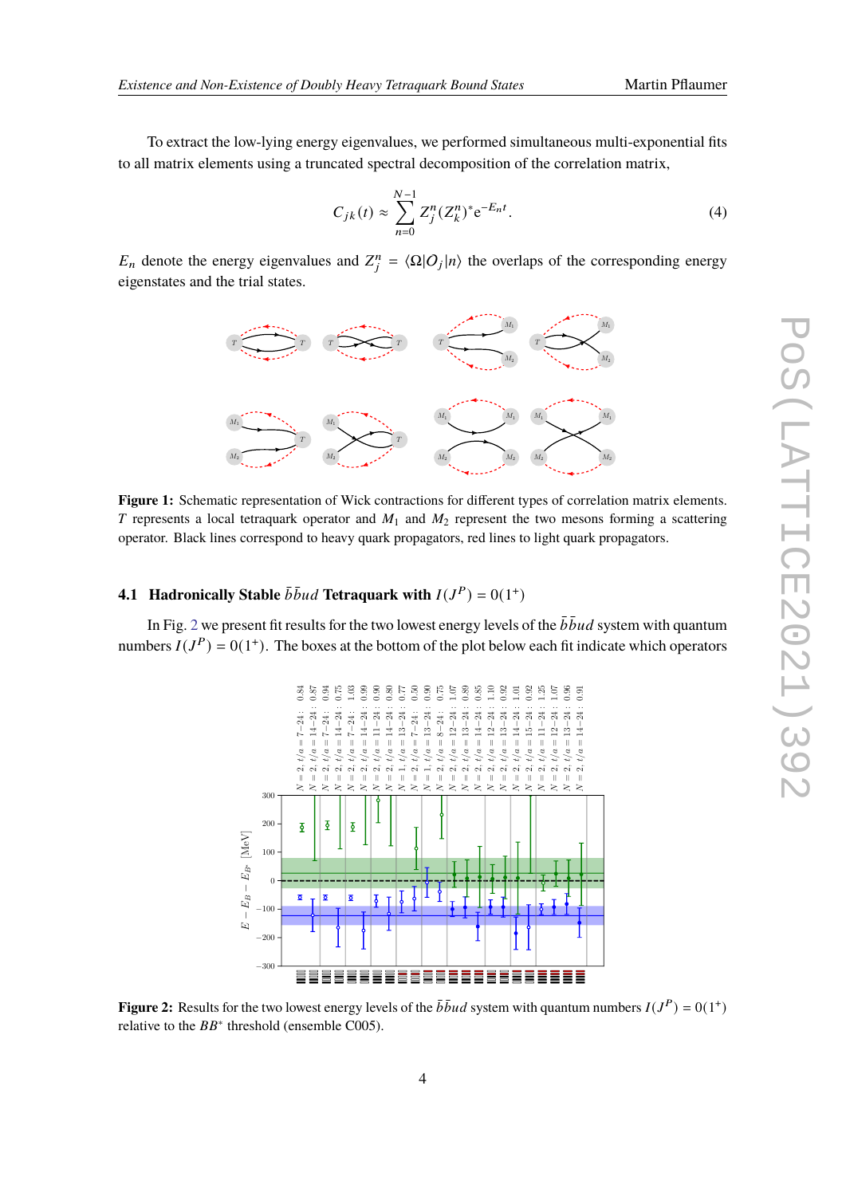To extract the low-lying energy eigenvalues, we performed simultaneous multi-exponential fits to all matrix elements using a truncated spectral decomposition of the correlation matrix,

$$C_{jk}(t) \approx \sum_{n=0}^{N-1} Z_j^n (Z_k^n)^* e^{-E_n t}. \tag{4}$$

$E_n$ denote the energy eigenvalues and $Z_j^n = \langle \Omega | O_j | n \rangle$ the overlaps of the corresponding energy eigenstates and the trial states.

**Figure 1:** Schematic representation of Wick contractions for different types of correlation matrix elements. $T$ represents a local tetraquark operator and $M_1$ and $M_2$ represent the two mesons forming a scattering operator. Black lines correspond to heavy quark propagators, red lines to light quark propagators.

### 4.1 Hadronically Stable $\bar{b}\bar{b}ud$ Tetraquark with $I(J^P) = 0(1^+)$

In Fig. 2 we present fit results for the two lowest energy levels of the $\bar{b}\bar{b}ud$ system with quantum numbers $I(J^P) = 0(1^+)$. The boxes at the bottom of the plot below each fit indicate which operators

**Figure 2:** Results for the two lowest energy levels of the $\bar{b}\bar{b}ud$ system with quantum numbers $I(J^P) = 0(1^+)$ relative to the $BB^*$ threshold (ensemble C005).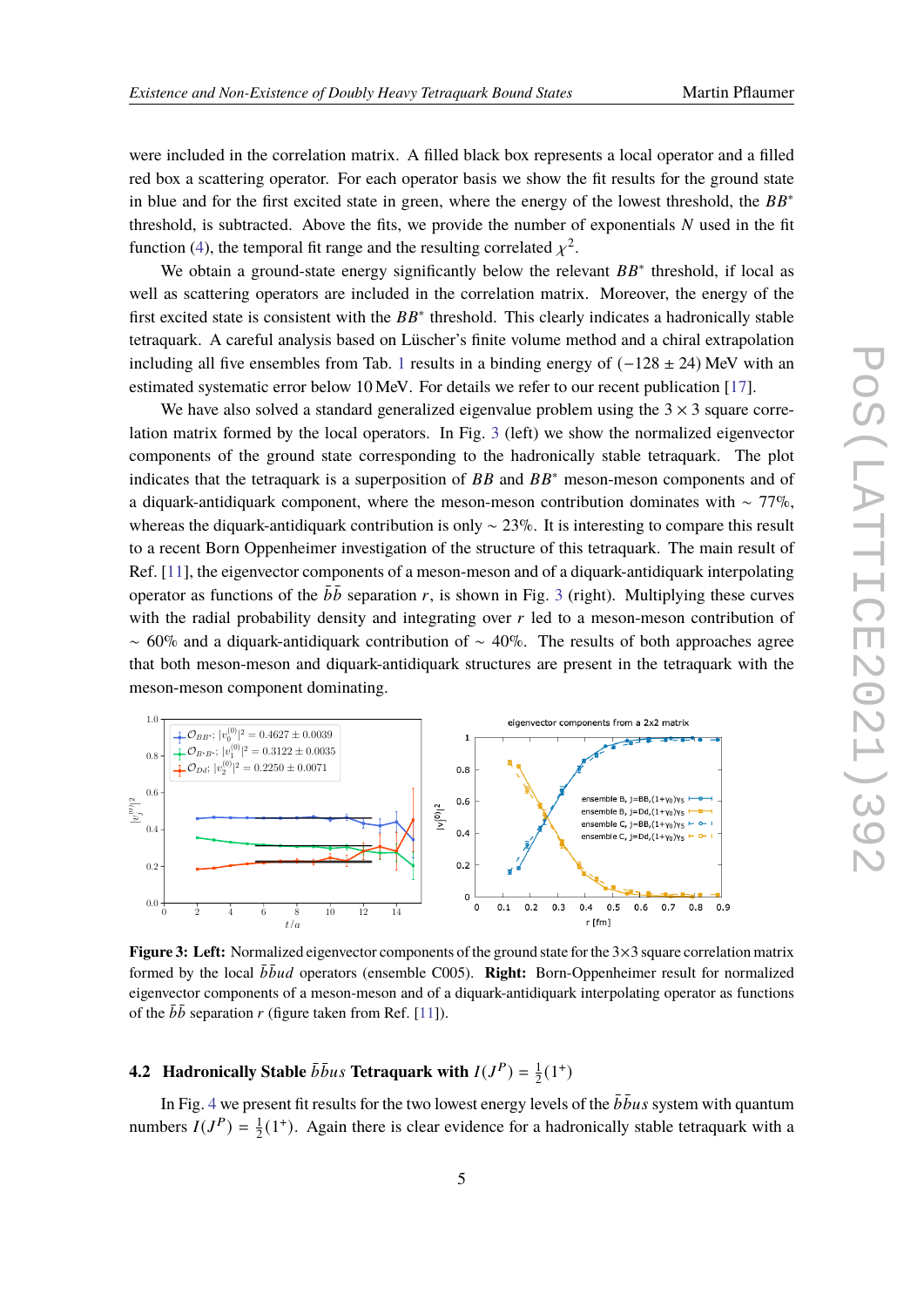were included in the correlation matrix. A filled black box represents a local operator and a filled red box a scattering operator. For each operator basis we show the fit results for the ground state in blue and for the first excited state in green, where the energy of the lowest threshold, the $BB^*$ threshold, is subtracted. Above the fits, we provide the number of exponentials $N$ used in the fit function (4), the temporal fit range and the resulting correlated $\chi^2$.

We obtain a ground-state energy significantly below the relevant $BB^*$ threshold, if local as well as scattering operators are included in the correlation matrix. Moreover, the energy of the first excited state is consistent with the $BB^*$ threshold. This clearly indicates a hadronically stable tetraquark. A careful analysis based on Lüscher's finite volume method and a chiral extrapolation including all five ensembles from Tab. 1 results in a binding energy of $(-128 \pm 24)$ MeV with an estimated systematic error below 10 MeV. For details we refer to our recent publication [17].

We have also solved a standard generalized eigenvalue problem using the $3 \times 3$ square correlation matrix formed by the local operators. In Fig. 3 (left) we show the normalized eigenvector components of the ground state corresponding to the hadronically stable tetraquark. The plot indicates that the tetraquark is a superposition of $BB$ and $BB^*$ meson-meson components and of a diquark-antidiquark component, where the meson-meson contribution dominates with $\sim 77\%$, whereas the diquark-antidiquark contribution is only $\sim 23\%$. It is interesting to compare this result to a recent Born Oppenheimer investigation of the structure of this tetraquark. The main result of Ref. [11], the eigenvector components of a meson-meson and of a diquark-antidiquark interpolating operator as functions of the $\bar{b}\bar{b}$ separation $r$, is shown in Fig. 3 (right). Multiplying these curves with the radial probability density and integrating over $r$ led to a meson-meson contribution of $\sim 60\%$ and a diquark-antidiquark contribution of $\sim 40\%$. The results of both approaches agree that both meson-meson and diquark-antidiquark structures are present in the tetraquark with the meson-meson component dominating.

**Figure 3: Left:** Normalized eigenvector components of the ground state for the $3\times3$ square correlation matrix formed by the local $\bar{b}\bar{b}ud$ operators (ensemble C005). **Right:** Born-Oppenheimer result for normalized eigenvector components of a meson-meson and of a diquark-antidiquark interpolating operator as functions of the $\bar{b}\bar{b}$ separation $r$ (figure taken from Ref. [11]).

### 4.2 Hadronically Stable $\bar{b}\bar{b}us$ Tetraquark with $I(J^P) = \frac{1}{2}(1^+)$

In Fig. 4 we present fit results for the two lowest energy levels of the $\bar{b}\bar{b}us$ system with quantum numbers $I(J^P) = \frac{1}{2}(1^+)$. Again there is clear evidence for a hadronically stable tetraquark with a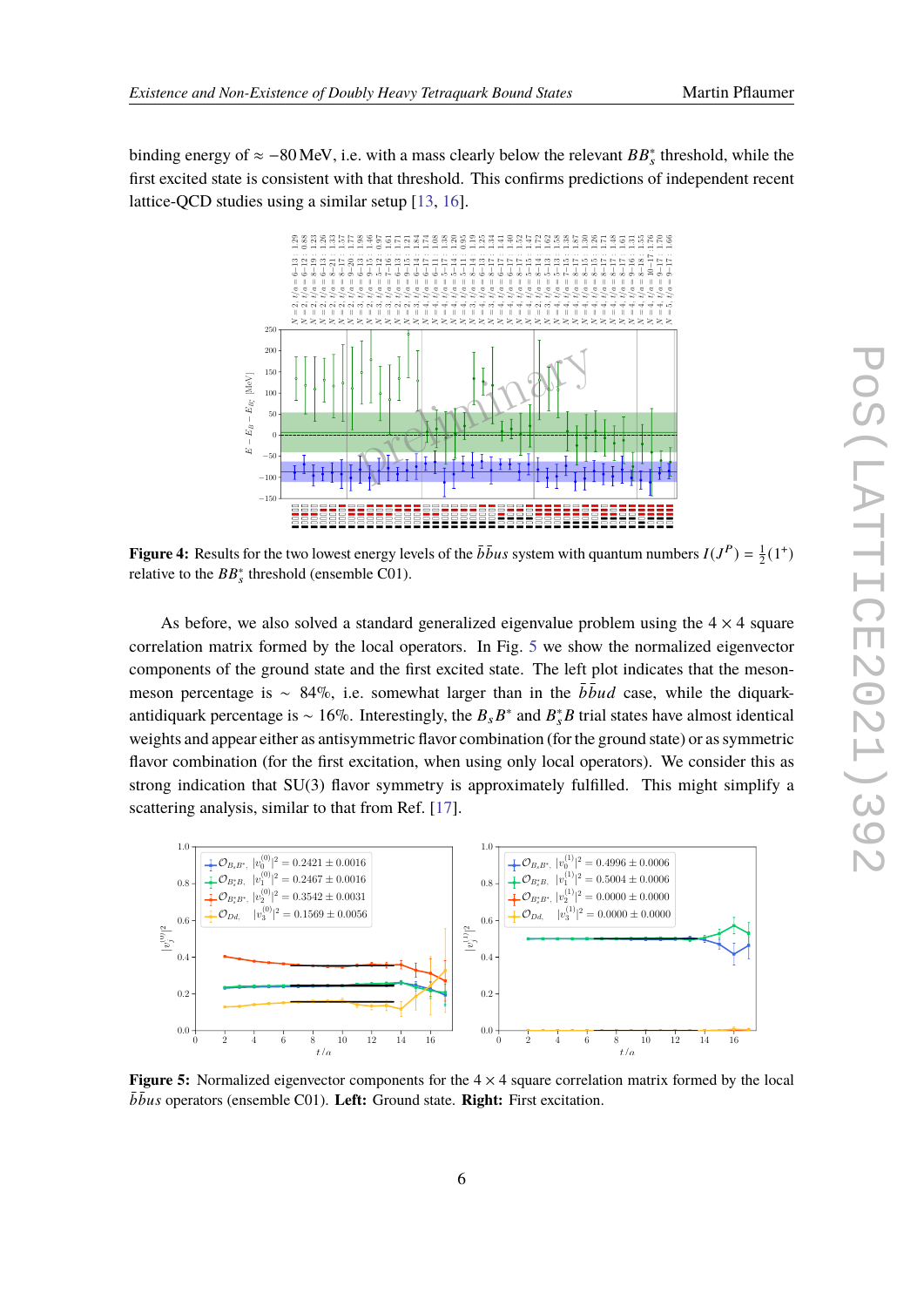binding energy of $\approx -80\,\mathrm{MeV}$, i.e. with a mass clearly below the relevant $BB_s^*$ threshold, while the first excited state is consistent with that threshold. This confirms predictions of independent recent lattice-QCD studies using a similar setup [13, 16].

**Figure 4:** Results for the two lowest energy levels of the $\bar{b}\bar{b}us$ system with quantum numbers $I(J^P) = \frac{1}{2}(1^+)$ relative to the $BB_s^*$ threshold (ensemble C01).

As before, we also solved a standard generalized eigenvalue problem using the $4 \times 4$ square correlation matrix formed by the local operators. In Fig. 5 we show the normalized eigenvector components of the ground state and the first excited state. The left plot indicates that the meson-meson percentage is $\sim$ 84%, i.e. somewhat larger than in the $\bar{b}\bar{b}ud$ case, while the diquark-antidiquark percentage is $\sim$ 16%. Interestingly, the $B_s B^*$ and $B_s^* B$ trial states have almost identical weights and appear either as antisymmetric flavor combination (for the ground state) or as symmetric flavor combination (for the first excitation, when using only local operators). We consider this as strong indication that SU(3) flavor symmetry is approximately fulfilled. This might simplify a scattering analysis, similar to that from Ref. [17].

**Figure 5:** Normalized eigenvector components for the $4 \times 4$ square correlation matrix formed by the local $\bar{b}\bar{b}us$ operators (ensemble C01). **Left:** Ground state. **Right:** First excitation.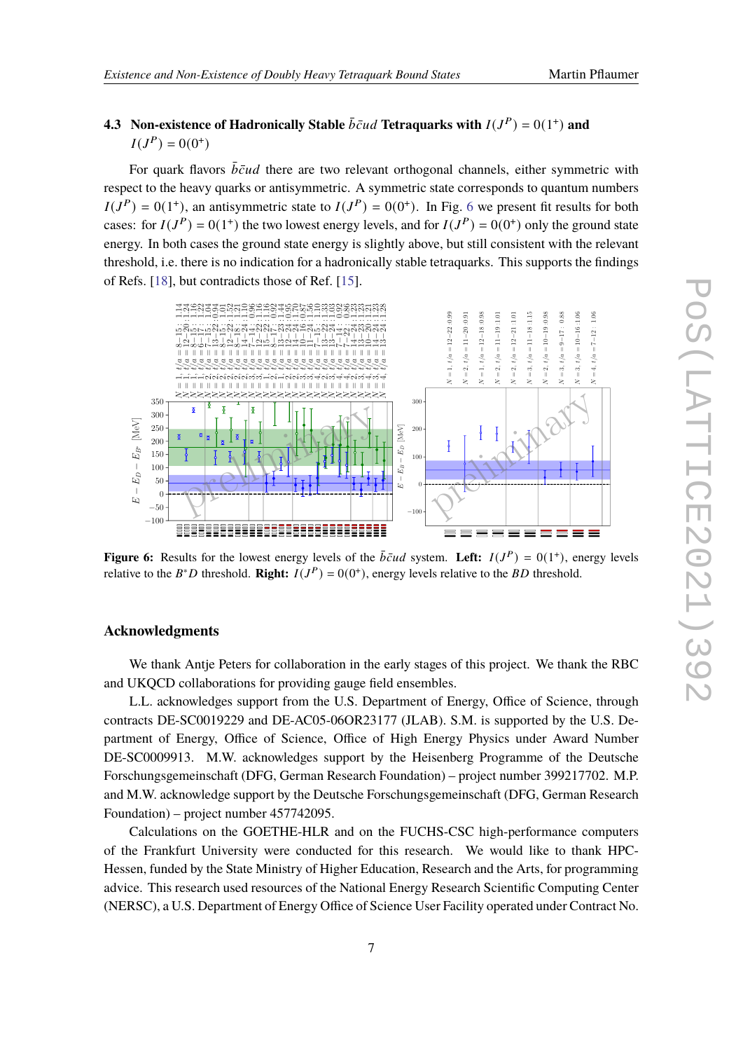### 4.3 Non-existence of Hadronically Stable $\bar{b}\bar{c}ud$ Tetraquarks with $I(J^P) = 0(1^+)$ and $I(J^P) = 0(0^+)$

For quark flavors $\bar{b}\bar{c}ud$ there are two relevant orthogonal channels, either symmetric with respect to the heavy quarks or antisymmetric. A symmetric state corresponds to quantum numbers $I(J^P) = 0(1^+)$, an antisymmetric state to $I(J^P) = 0(0^+)$. In Fig. 6 we present fit results for both cases: for $I(J^P) = 0(1^+)$ the two lowest energy levels, and for $I(J^P) = 0(0^+)$ only the ground state energy. In both cases the ground state energy is slightly above, but still consistent with the relevant threshold, i.e. there is no indication for a hadronically stable tetraquarks. This supports the findings of Refs. [18], but contradicts those of Ref. [15].

**Figure 6:** Results for the lowest energy levels of the $\bar{b}\bar{c}ud$ system. **Left:** $I(J^P) = 0(1^+)$, energy levels relative to the $B^*D$ threshold. **Right:** $I(J^P) = 0(0^+)$, energy levels relative to the $BD$ threshold.

## Acknowledgments

We thank Antje Peters for collaboration in the early stages of this project. We thank the RBC and UKQCD collaborations for providing gauge field ensembles.

L.L. acknowledges support from the U.S. Department of Energy, Office of Science, through contracts DE-SC0019229 and DE-AC05-06OR23177 (JLAB). S.M. is supported by the U.S. Department of Energy, Office of Science, Office of High Energy Physics under Award Number DE-SC0009913. M.W. acknowledges support by the Heisenberg Programme of the Deutsche Forschungsgemeinschaft (DFG, German Research Foundation) – project number 399217702. M.P. and M.W. acknowledge support by the Deutsche Forschungsgemeinschaft (DFG, German Research Foundation) – project number 457742095.

Calculations on the GOETHE-HLR and on the FUCHS-CSC high-performance computers of the Frankfurt University were conducted for this research. We would like to thank HPC-Hessen, funded by the State Ministry of Higher Education, Research and the Arts, for programming advice. This research used resources of the National Energy Research Scientific Computing Center (NERSC), a U.S. Department of Energy Office of Science User Facility operated under Contract No.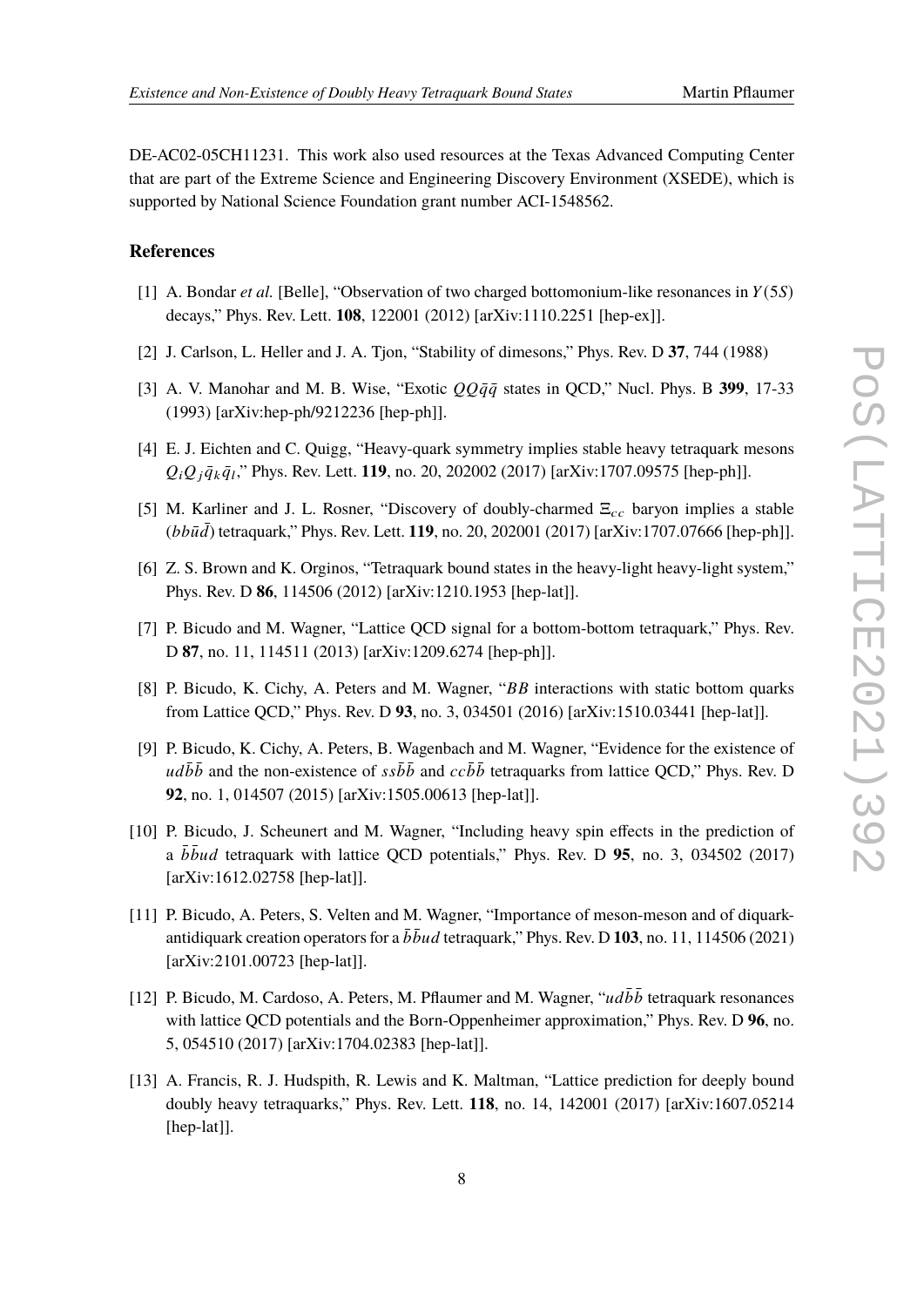DE-AC02-05CH11231. This work also used resources at the Texas Advanced Computing Center that are part of the Extreme Science and Engineering Discovery Environment (XSEDE), which is supported by National Science Foundation grant number ACI-1548562.

## References

[1] A. Bondar *et al.* [Belle], "Observation of two charged bottomonium-like resonances in $Y(5S)$ decays," Phys. Rev. Lett. **108**, 122001 (2012) [arXiv:1110.2251 [hep-ex]].

[2] J. Carlson, L. Heller and J. A. Tjon, "Stability of dimesons," Phys. Rev. D **37**, 744 (1988)

[3] A. V. Manohar and M. B. Wise, "Exotic $QQ\bar{q}\bar{q}$ states in QCD," Nucl. Phys. B **399**, 17-33 (1993) [arXiv:hep-ph/9212236 [hep-ph]].

[4] E. J. Eichten and C. Quigg, "Heavy-quark symmetry implies stable heavy tetraquark mesons $Q_i Q_j \bar{q}_k \bar{q}_l$," Phys. Rev. Lett. **119**, no. 20, 202002 (2017) [arXiv:1707.09575 [hep-ph]].

[5] M. Karliner and J. L. Rosner, "Discovery of doubly-charmed $\Xi_{cc}$ baryon implies a stable $(bb\bar{u}\bar{d})$ tetraquark," Phys. Rev. Lett. **119**, no. 20, 202001 (2017) [arXiv:1707.07666 [hep-ph]].

[6] Z. S. Brown and K. Orginos, "Tetraquark bound states in the heavy-light heavy-light system," Phys. Rev. D **86**, 114506 (2012) [arXiv:1210.1953 [hep-lat]].

[7] P. Bicudo and M. Wagner, "Lattice QCD signal for a bottom-bottom tetraquark," Phys. Rev. D **87**, no. 11, 114511 (2013) [arXiv:1209.6274 [hep-ph]].

[8] P. Bicudo, K. Cichy, A. Peters and M. Wagner, "$BB$ interactions with static bottom quarks from Lattice QCD," Phys. Rev. D **93**, no. 3, 034501 (2016) [arXiv:1510.03441 [hep-lat]].

[9] P. Bicudo, K. Cichy, A. Peters, B. Wagenbach and M. Wagner, "Evidence for the existence of $ud\bar{b}\bar{b}$ and the non-existence of $ss\bar{b}\bar{b}$ and $cc\bar{b}\bar{b}$ tetraquarks from lattice QCD," Phys. Rev. D **92**, no. 1, 014507 (2015) [arXiv:1505.00613 [hep-lat]].

[10] P. Bicudo, J. Scheunert and M. Wagner, "Including heavy spin effects in the prediction of a $\bar{b}\bar{b}ud$ tetraquark with lattice QCD potentials," Phys. Rev. D **95**, no. 3, 034502 (2017) [arXiv:1612.02758 [hep-lat]].

[11] P. Bicudo, A. Peters, S. Velten and M. Wagner, "Importance of meson-meson and of diquark-antidiquark creation operators for a $\bar{b}\bar{b}ud$ tetraquark," Phys. Rev. D **103**, no. 11, 114506 (2021) [arXiv:2101.00723 [hep-lat]].

[12] P. Bicudo, M. Cardoso, A. Peters, M. Pflaumer and M. Wagner, "$ud\bar{b}\bar{b}$ tetraquark resonances with lattice QCD potentials and the Born-Oppenheimer approximation," Phys. Rev. D **96**, no. 5, 054510 (2017) [arXiv:1704.02383 [hep-lat]].

[13] A. Francis, R. J. Hudspith, R. Lewis and K. Maltman, "Lattice prediction for deeply bound doubly heavy tetraquarks," Phys. Rev. Lett. **118**, no. 14, 142001 (2017) [arXiv:1607.05214 [hep-lat]].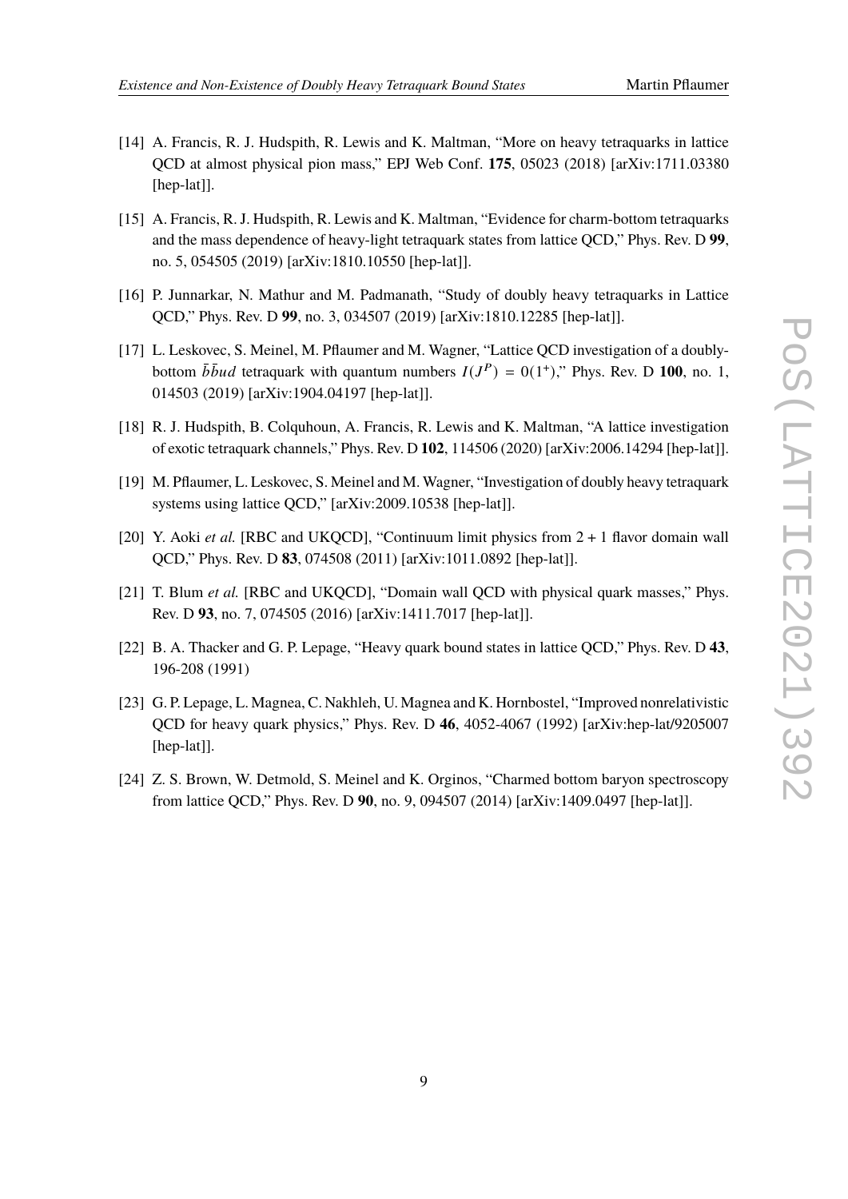[14] A. Francis, R. J. Hudspith, R. Lewis and K. Maltman, "More on heavy tetraquarks in lattice QCD at almost physical pion mass," EPJ Web Conf. **175**, 05023 (2018) [arXiv:1711.03380 [hep-lat]].

[15] A. Francis, R. J. Hudspith, R. Lewis and K. Maltman, "Evidence for charm-bottom tetraquarks and the mass dependence of heavy-light tetraquark states from lattice QCD," Phys. Rev. D **99**, no. 5, 054505 (2019) [arXiv:1810.10550 [hep-lat]].

[16] P. Junnarkar, N. Mathur and M. Padmanath, "Study of doubly heavy tetraquarks in Lattice QCD," Phys. Rev. D **99**, no. 3, 034507 (2019) [arXiv:1810.12285 [hep-lat]].

[17] L. Leskovec, S. Meinel, M. Pflaumer and M. Wagner, "Lattice QCD investigation of a doubly-bottom $\bar{b}\bar{b}ud$ tetraquark with quantum numbers $I(J^P) = 0(1^+)$," Phys. Rev. D **100**, no. 1, 014503 (2019) [arXiv:1904.04197 [hep-lat]].

[18] R. J. Hudspith, B. Colquhoun, A. Francis, R. Lewis and K. Maltman, "A lattice investigation of exotic tetraquark channels," Phys. Rev. D **102**, 114506 (2020) [arXiv:2006.14294 [hep-lat]].

[19] M. Pflaumer, L. Leskovec, S. Meinel and M. Wagner, "Investigation of doubly heavy tetraquark systems using lattice QCD," [arXiv:2009.10538 [hep-lat]].

[20] Y. Aoki *et al.* [RBC and UKQCD], "Continuum limit physics from 2 + 1 flavor domain wall QCD," Phys. Rev. D **83**, 074508 (2011) [arXiv:1011.0892 [hep-lat]].

[21] T. Blum *et al.* [RBC and UKQCD], "Domain wall QCD with physical quark masses," Phys. Rev. D **93**, no. 7, 074505 (2016) [arXiv:1411.7017 [hep-lat]].

[22] B. A. Thacker and G. P. Lepage, "Heavy quark bound states in lattice QCD," Phys. Rev. D **43**, 196-208 (1991)

[23] G. P. Lepage, L. Magnea, C. Nakhleh, U. Magnea and K. Hornbostel, "Improved nonrelativistic QCD for heavy quark physics," Phys. Rev. D **46**, 4052-4067 (1992) [arXiv:hep-lat/9205007 [hep-lat]].

[24] Z. S. Brown, W. Detmold, S. Meinel and K. Orginos, "Charmed bottom baryon spectroscopy from lattice QCD," Phys. Rev. D **90**, no. 9, 094507 (2014) [arXiv:1409.0497 [hep-lat]].